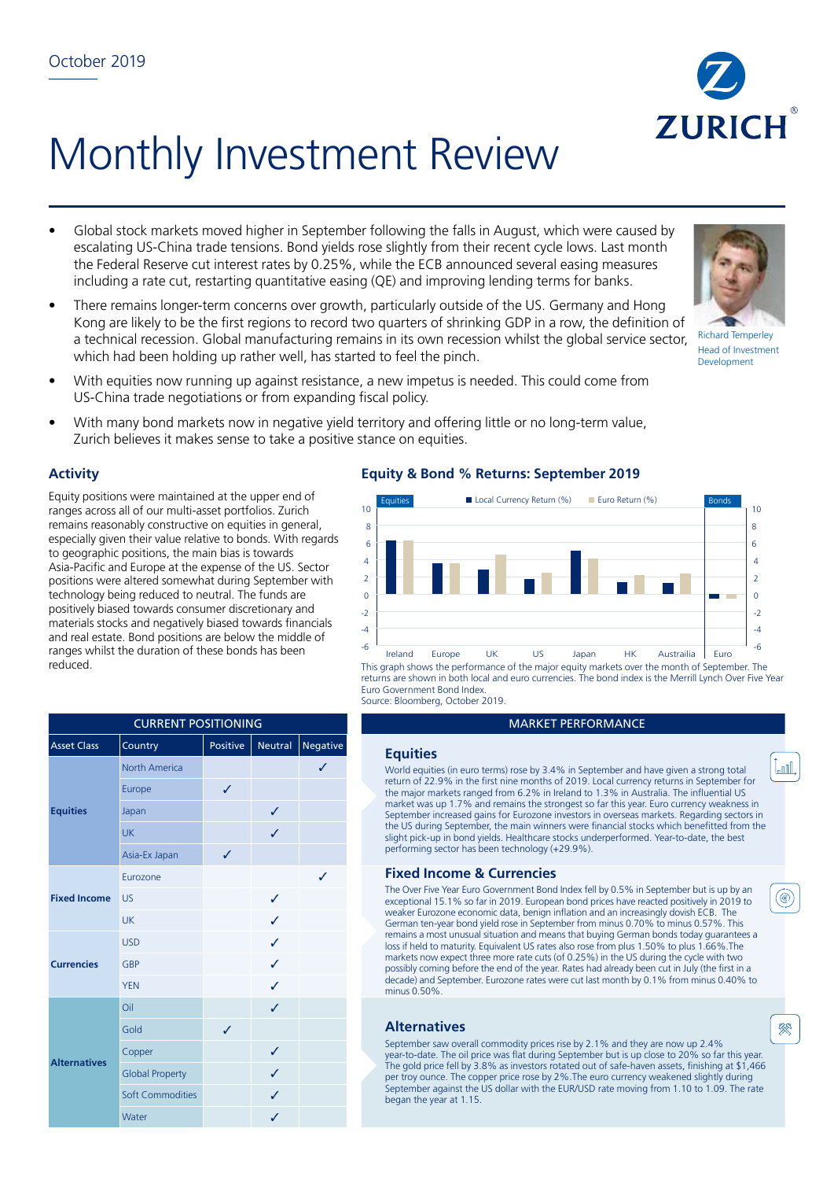October 2019

# Monthly Investment Review

- Global stock markets moved higher in September following the falls in August, which were caused by escalating US-China trade tensions. Bond yields rose slightly from their recent cycle lows. Last month the Federal Reserve cut interest rates by 0.25%, while the ECB announced several easing measures including a rate cut, restarting quantitative easing (QE) and improving lending terms for banks.
- There remains longer-term concerns over growth, particularly outside of the US. Germany and Hong Kong are likely to be the first regions to record two quarters of shrinking GDP in a row, the definition of a technical recession. Global manufacturing remains in its own recession whilst the global service sector, which had been holding up rather well, has started to feel the pinch.
- With equities now running up against resistance, a new impetus is needed. This could come from US-China trade negotiations or from expanding fiscal policy.
- With many bond markets now in negative yield territory and offering little or no long-term value, Zurich believes it makes sense to take a positive stance on equities.

Richard Temperley
Head of Investment Development

## Activity

Equity positions were maintained at the upper end of ranges across all of our multi-asset portfolios. Zurich remains reasonably constructive on equities in general, especially given their value relative to bonds. With regards to geographic positions, the main bias is towards Asia-Pacific and Europe at the expense of the US. Sector positions were altered somewhat during September with technology being reduced to neutral. The funds are positively biased towards consumer discretionary and materials stocks and negatively biased towards financials and real estate. Bond positions are below the middle of ranges whilst the duration of these bonds has been reduced.

## Equity & Bond % Returns: September 2019

This graph shows the performance of the major equity markets over the month of September. The returns are shown in both local and euro currencies. The bond index is the Merrill Lynch Over Five Year Euro Government Bond Index.
Source: Bloomberg, October 2019.

| CURRENT POSITIONING | | | | |
|---|---|---|---|---|
| Asset Class | Country | Positive | Neutral | Negative |
| **Equities** | North America | | | ✓ |
| | Europe | ✓ | | |
| | Japan | | ✓ | |
| | UK | | ✓ | |
| | Asia-Ex Japan | ✓ | | |
| **Fixed Income** | Eurozone | | | ✓ |
| | US | | ✓ | |
| | UK | | ✓ | |
| **Currencies** | USD | | ✓ | |
| | GBP | | ✓ | |
| | YEN | | ✓ | |
| **Alternatives** | Oil | | ✓ | |
| | Gold | ✓ | | |
| | Copper | | ✓ | |
| | Global Property | | ✓ | |
| | Soft Commodities | | ✓ | |
| | Water | | ✓ | |

## MARKET PERFORMANCE

### Equities

World equities (in euro terms) rose by 3.4% in September and have given a strong total return of 22.9% in the first nine months of 2019. Local currency returns in September for the major markets ranged from 6.2% in Ireland to 1.3% in Australia. The influential US market was up 1.7% and remains the strongest so far this year. Euro currency weakness in September increased gains for Eurozone investors in overseas markets. Regarding sectors in the US during September, the main winners were financial stocks which benefitted from the slight pick-up in bond yields. Healthcare stocks underperformed. Year-to-date, the best performing sector has been technology (+29.9%).

### Fixed Income & Currencies

The Over Five Year Euro Government Bond Index fell by 0.5% in September but is up by an exceptional 15.1% so far in 2019. European bond prices have reacted positively in 2019 to weaker Eurozone economic data, benign inflation and an increasingly dovish ECB. The German ten-year bond yield rose in September from minus 0.70% to minus 0.57%. This remains a most unusual situation and means that buying German bonds today guarantees a loss if held to maturity. Equivalent US rates also rose from plus 1.50% to plus 1.66%.The markets now expect three more rate cuts (of 0.25%) in the US during the cycle with two possibly coming before the end of the year. Rates had already been cut in July (the first in a decade) and September. Eurozone rates were cut last month by 0.1% from minus 0.40% to minus 0.50%.

### Alternatives

September saw overall commodity prices rise by 2.1% and they are now up 2.4% year-to-date. The oil price was flat during September but is up close to 20% so far this year. The gold price fell by 3.8% as investors rotated out of safe-haven assets, finishing at $1,466 per troy ounce. The copper price rose by 2%.The euro currency weakened slightly during September against the US dollar with the EUR/USD rate moving from 1.10 to 1.09. The rate began the year at 1.15.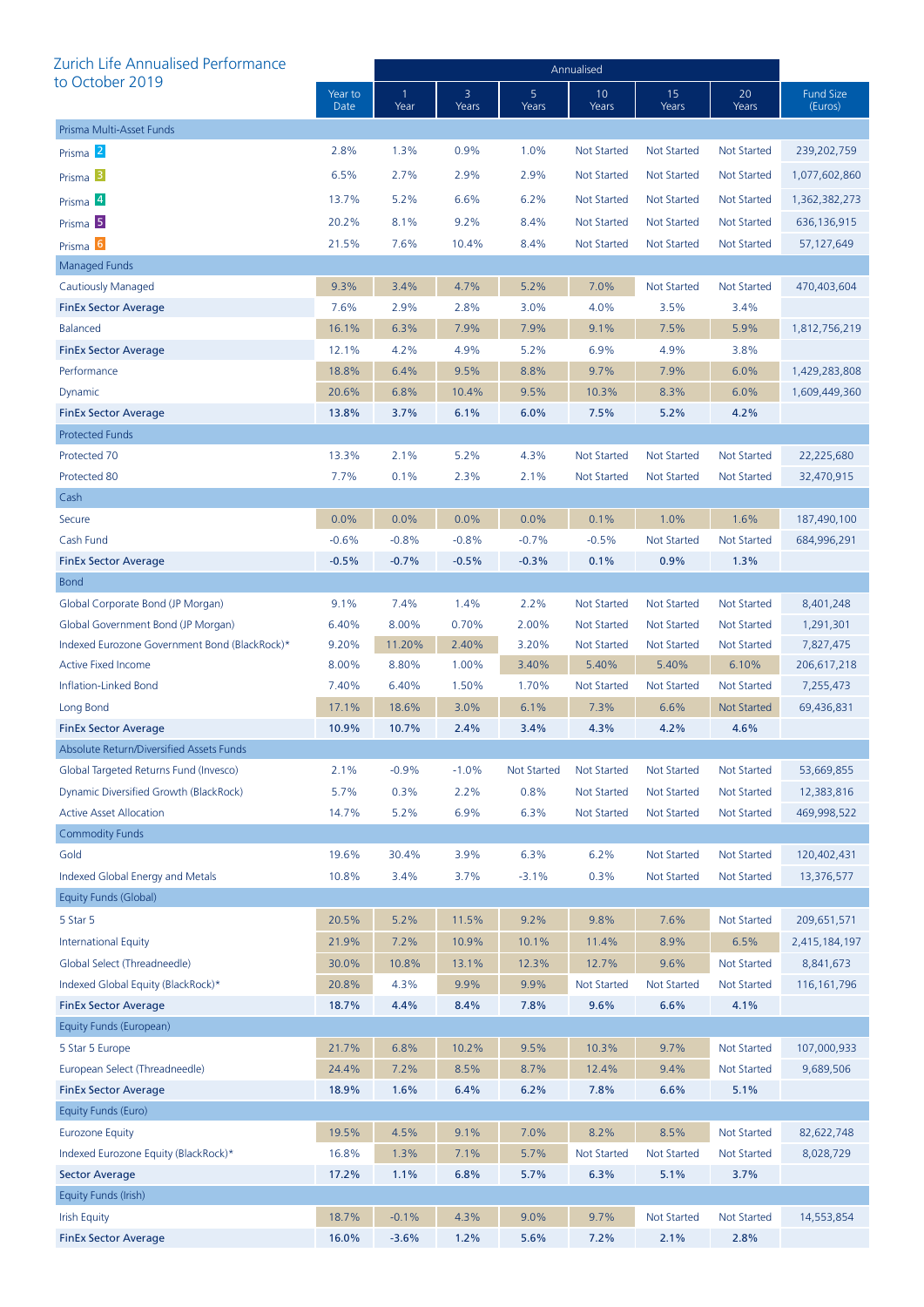## Zurich Life Annualised Performance to October 2019

| | Year to Date | Annualised 1 Year | 3 Years | 5 Years | 10 Years | 15 Years | 20 Years | Fund Size (Euros) |
|---|---|---|---|---|---|---|---|---|
| **Prisma Multi-Asset Funds** | | | | | | | | |
| Prisma 2 | 2.8% | 1.3% | 0.9% | 1.0% | Not Started | Not Started | Not Started | 239,202,759 |
| Prisma 3 | 6.5% | 2.7% | 2.9% | 2.9% | Not Started | Not Started | Not Started | 1,077,602,860 |
| Prisma 4 | 13.7% | 5.2% | 6.6% | 6.2% | Not Started | Not Started | Not Started | 1,362,382,273 |
| Prisma 5 | 20.2% | 8.1% | 9.2% | 8.4% | Not Started | Not Started | Not Started | 636,136,915 |
| Prisma 6 | 21.5% | 7.6% | 10.4% | 8.4% | Not Started | Not Started | Not Started | 57,127,649 |
| **Managed Funds** | | | | | | | | |
| Cautiously Managed | 9.3% | 3.4% | 4.7% | 5.2% | 7.0% | Not Started | Not Started | 470,403,604 |
| **FinEx Sector Average** | 7.6% | 2.9% | 2.8% | 3.0% | 4.0% | 3.5% | 3.4% | |
| Balanced | 16.1% | 6.3% | 7.9% | 7.9% | 9.1% | 7.5% | 5.9% | 1,812,756,219 |
| **FinEx Sector Average** | 12.1% | 4.2% | 4.9% | 5.2% | 6.9% | 4.9% | 3.8% | |
| Performance | 18.8% | 6.4% | 9.5% | 8.8% | 9.7% | 7.9% | 6.0% | 1,429,283,808 |
| Dynamic | 20.6% | 6.8% | 10.4% | 9.5% | 10.3% | 8.3% | 6.0% | 1,609,449,360 |
| **FinEx Sector Average** | **13.8%** | **3.7%** | **6.1%** | **6.0%** | **7.5%** | **5.2%** | **4.2%** | |
| **Protected Funds** | | | | | | | | |
| Protected 70 | 13.3% | 2.1% | 5.2% | 4.3% | Not Started | Not Started | Not Started | 22,225,680 |
| Protected 80 | 7.7% | 0.1% | 2.3% | 2.1% | Not Started | Not Started | Not Started | 32,470,915 |
| **Cash** | | | | | | | | |
| Secure | 0.0% | 0.0% | 0.0% | 0.0% | 0.1% | 1.0% | 1.6% | 187,490,100 |
| Cash Fund | -0.6% | -0.8% | -0.8% | -0.7% | -0.5% | Not Started | Not Started | 684,996,291 |
| **FinEx Sector Average** | **-0.5%** | **-0.7%** | **-0.5%** | **-0.3%** | **0.1%** | **0.9%** | **1.3%** | |
| **Bond** | | | | | | | | |
| Global Corporate Bond (JP Morgan) | 9.1% | 7.4% | 1.4% | 2.2% | Not Started | Not Started | Not Started | 8,401,248 |
| Global Government Bond (JP Morgan) | 6.40% | 8.00% | 0.70% | 2.00% | Not Started | Not Started | Not Started | 1,291,301 |
| Indexed Eurozone Government Bond (BlackRock)* | 9.20% | 11.20% | 2.40% | 3.20% | Not Started | Not Started | Not Started | 7,827,475 |
| Active Fixed Income | 8.00% | 8.80% | 1.00% | 3.40% | 5.40% | 5.40% | 6.10% | 206,617,218 |
| Inflation-Linked Bond | 7.40% | 6.40% | 1.50% | 1.70% | Not Started | Not Started | Not Started | 7,255,473 |
| Long Bond | 17.1% | 18.6% | 3.0% | 6.1% | 7.3% | 6.6% | Not Started | 69,436,831 |
| **FinEx Sector Average** | **10.9%** | **10.7%** | **2.4%** | **3.4%** | **4.3%** | **4.2%** | **4.6%** | |
| **Absolute Return/Diversified Assets Funds** | | | | | | | | |
| Global Targeted Returns Fund (Invesco) | 2.1% | -0.9% | -1.0% | Not Started | Not Started | Not Started | Not Started | 53,669,855 |
| Dynamic Diversified Growth (BlackRock) | 5.7% | 0.3% | 2.2% | 0.8% | Not Started | Not Started | Not Started | 12,383,816 |
| Active Asset Allocation | 14.7% | 5.2% | 6.9% | 6.3% | Not Started | Not Started | Not Started | 469,998,522 |
| **Commodity Funds** | | | | | | | | |
| Gold | 19.6% | 30.4% | 3.9% | 6.3% | 6.2% | Not Started | Not Started | 120,402,431 |
| Indexed Global Energy and Metals | 10.8% | 3.4% | 3.7% | -3.1% | 0.3% | Not Started | Not Started | 13,376,577 |
| **Equity Funds (Global)** | | | | | | | | |
| 5 Star 5 | 20.5% | 5.2% | 11.5% | 9.2% | 9.8% | 7.6% | Not Started | 209,651,571 |
| International Equity | 21.9% | 7.2% | 10.9% | 10.1% | 11.4% | 8.9% | 6.5% | 2,415,184,197 |
| Global Select (Threadneedle) | 30.0% | 10.8% | 13.1% | 12.3% | 12.7% | 9.6% | Not Started | 8,841,673 |
| Indexed Global Equity (BlackRock)* | 20.8% | 4.3% | 9.9% | 9.9% | Not Started | Not Started | Not Started | 116,161,796 |
| **FinEx Sector Average** | **18.7%** | **4.4%** | **8.4%** | **7.8%** | **9.6%** | **6.6%** | **4.1%** | |
| **Equity Funds (European)** | | | | | | | | |
| 5 Star 5 Europe | 21.7% | 6.8% | 10.2% | 9.5% | 10.3% | 9.7% | Not Started | 107,000,933 |
| European Select (Threadneedle) | 24.4% | 7.2% | 8.5% | 8.7% | 12.4% | 9.4% | Not Started | 9,689,506 |
| **FinEx Sector Average** | **18.9%** | **1.6%** | **6.4%** | **6.2%** | **7.8%** | **6.6%** | **5.1%** | |
| **Equity Funds (Euro)** | | | | | | | | |
| Eurozone Equity | 19.5% | 4.5% | 9.1% | 7.0% | 8.2% | 8.5% | Not Started | 82,622,748 |
| Indexed Eurozone Equity (BlackRock)* | 16.8% | 1.3% | 7.1% | 5.7% | Not Started | Not Started | Not Started | 8,028,729 |
| **Sector Average** | **17.2%** | **1.1%** | **6.8%** | **5.7%** | **6.3%** | **5.1%** | **3.7%** | |
| **Equity Funds (Irish)** | | | | | | | | |
| Irish Equity | 18.7% | -0.1% | 4.3% | 9.0% | 9.7% | Not Started | Not Started | 14,553,854 |
| **FinEx Sector Average** | **16.0%** | **-3.6%** | **1.2%** | **5.6%** | **7.2%** | **2.1%** | **2.8%** | |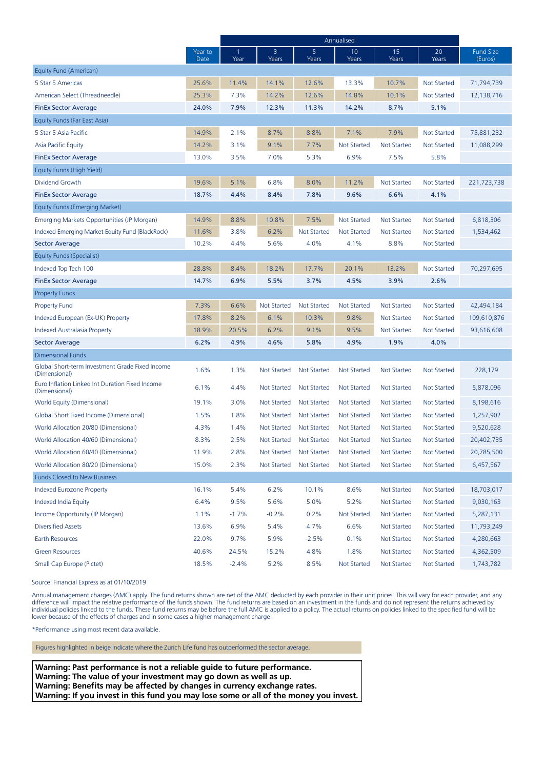| | Year to Date | Annualised | | | | | | Fund Size (Euros) |
|---|---|---|---|---|---|---|---|---|
| | | 1 Year | 3 Years | 5 Years | 10 Years | 15 Years | 20 Years | |
| **Equity Fund (American)** | | | | | | | | |
| 5 Star 5 Americas | 25.6% | 11.4% | 14.1% | 12.6% | 13.3% | 10.7% | Not Started | 71,794,739 |
| American Select (Threadneedle) | 25.3% | 7.3% | 14.2% | 12.6% | 14.8% | 10.1% | Not Started | 12,138,716 |
| **FinEx Sector Average** | **24.0%** | **7.9%** | **12.3%** | **11.3%** | **14.2%** | **8.7%** | **5.1%** | |
| **Equity Funds (Far East Asia)** | | | | | | | | |
| 5 Star 5 Asia Pacific | 14.9% | 2.1% | 8.7% | 8.8% | 7.1% | 7.9% | Not Started | 75,881,232 |
| Asia Pacific Equity | 14.2% | 3.1% | 9.1% | 7.7% | Not Started | Not Started | Not Started | 11,088,299 |
| **FinEx Sector Average** | 13.0% | 3.5% | 7.0% | 5.3% | 6.9% | 7.5% | 5.8% | |
| **Equity Funds (High Yield)** | | | | | | | | |
| Dividend Growth | 19.6% | 5.1% | 6.8% | 8.0% | 11.2% | Not Started | Not Started | 221,723,738 |
| **FinEx Sector Average** | **18.7%** | **4.4%** | **8.4%** | **7.8%** | **9.6%** | **6.6%** | **4.1%** | |
| **Equity Funds (Emerging Market)** | | | | | | | | |
| Emerging Markets Opportunities (JP Morgan) | 14.9% | 8.8% | 10.8% | 7.5% | Not Started | Not Started | Not Started | 6,818,306 |
| Indexed Emerging Market Equity Fund (BlackRock) | 11.6% | 3.8% | 6.2% | Not Started | Not Started | Not Started | Not Started | 1,534,462 |
| **Sector Average** | 10.2% | 4.4% | 5.6% | 4.0% | 4.1% | 8.8% | Not Started | |
| **Equity Funds (Specialist)** | | | | | | | | |
| Indexed Top Tech 100 | 28.8% | 8.4% | 18.2% | 17.7% | 20.1% | 13.2% | Not Started | 70,297,695 |
| **FinEx Sector Average** | **14.7%** | **6.9%** | **5.5%** | **3.7%** | **4.5%** | **3.9%** | **2.6%** | |
| **Property Funds** | | | | | | | | |
| Property Fund | 7.3% | 6.6% | Not Started | Not Started | Not Started | Not Started | Not Started | 42,494,184 |
| Indexed European (Ex-UK) Property | 17.8% | 8.2% | 6.1% | 10.3% | 9.8% | Not Started | Not Started | 109,610,876 |
| Indexed Australasia Property | 18.9% | 20.5% | 6.2% | 9.1% | 9.5% | Not Started | Not Started | 93,616,608 |
| **Sector Average** | **6.2%** | **4.9%** | **4.6%** | **5.8%** | **4.9%** | **1.9%** | **4.0%** | |
| **Dimensional Funds** | | | | | | | | |
| Global Short-term Investment Grade Fixed Income (Dimensional) | 1.6% | 1.3% | Not Started | Not Started | Not Started | Not Started | Not Started | 228,179 |
| Euro Inflation Linked Int Duration Fixed Income (Dimensional) | 6.1% | 4.4% | Not Started | Not Started | Not Started | Not Started | Not Started | 5,878,096 |
| World Equity (Dimensional) | 19.1% | 3.0% | Not Started | Not Started | Not Started | Not Started | Not Started | 8,198,616 |
| Global Short Fixed Income (Dimensional) | 1.5% | 1.8% | Not Started | Not Started | Not Started | Not Started | Not Started | 1,257,902 |
| World Allocation 20/80 (Dimensional) | 4.3% | 1.4% | Not Started | Not Started | Not Started | Not Started | Not Started | 9,520,628 |
| World Allocation 40/60 (Dimensional) | 8.3% | 2.5% | Not Started | Not Started | Not Started | Not Started | Not Started | 20,402,735 |
| World Allocation 60/40 (Dimensional) | 11.9% | 2.8% | Not Started | Not Started | Not Started | Not Started | Not Started | 20,785,500 |
| World Allocation 80/20 (Dimensional) | 15.0% | 2.3% | Not Started | Not Started | Not Started | Not Started | Not Started | 6,457,567 |
| **Funds Closed to New Business** | | | | | | | | |
| Indexed Eurozone Property | 16.1% | 5.4% | 6.2% | 10.1% | 8.6% | Not Started | Not Started | 18,703,017 |
| Indexed India Equity | 6.4% | 9.5% | 5.6% | 5.0% | 5.2% | Not Started | Not Started | 9,030,163 |
| Income Opportunity (JP Morgan) | 1.1% | -1.7% | -0.2% | 0.2% | Not Started | Not Started | Not Started | 5,287,131 |
| Diversified Assets | 13.6% | 6.9% | 5.4% | 4.7% | 6.6% | Not Started | Not Started | 11,793,249 |
| Earth Resources | 22.0% | 9.7% | 5.9% | -2.5% | 0.1% | Not Started | Not Started | 4,280,663 |
| Green Resources | 40.6% | 24.5% | 15.2% | 4.8% | 1.8% | Not Started | Not Started | 4,362,509 |
| Small Cap Europe (Pictet) | 18.5% | -2.4% | 5.2% | 8.5% | Not Started | Not Started | Not Started | 1,743,782 |

Source: Financial Express as at 01/10/2019

Annual management charges (AMC) apply. The fund returns shown are net of the AMC deducted by each provider in their unit prices. This will vary for each provider, and any difference will impact the relative performance of the funds shown. The fund returns are based on an investment in the funds and do not represent the returns achieved by individual policies linked to the funds. These fund returns may be before the full AMC is applied to a policy. The actual returns on policies linked to the specified fund will be lower because of the effects of charges and in some cases a higher management charge.

*Performance using most recent data available.

Figures highlighted in beige indicate where the Zurich Life fund has outperformed the sector average.

**Warning: Past performance is not a reliable guide to future performance.**
**Warning: The value of your investment may go down as well as up.**
**Warning: Benefits may be affected by changes in currency exchange rates.**
**Warning: If you invest in this fund you may lose some or all of the money you invest.**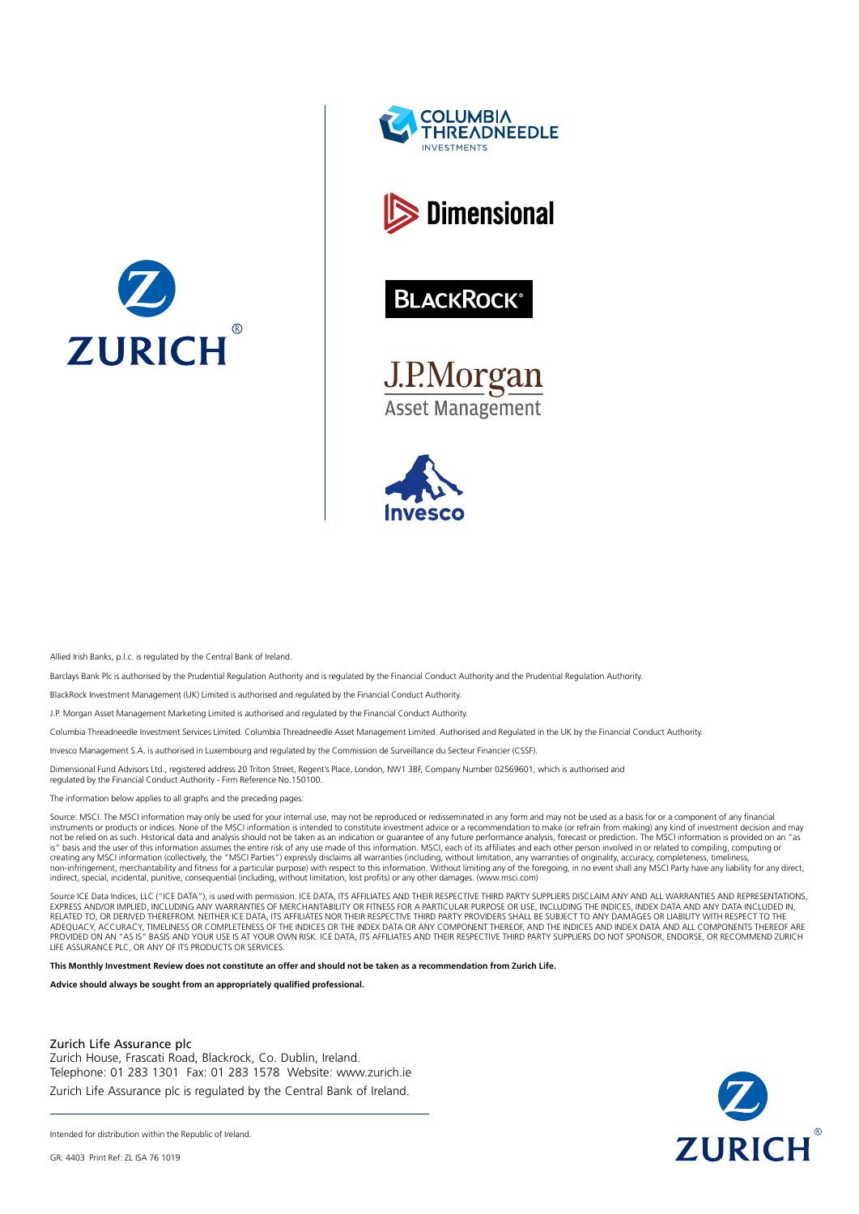Allied Irish Banks, p.l.c. is regulated by the Central Bank of Ireland.

Barclays Bank Plc is authorised by the Prudential Regulation Authority and is regulated by the Financial Conduct Authority and the Prudential Regulation Authority.

BlackRock Investment Management (UK) Limited is authorised and regulated by the Financial Conduct Authority.

J.P. Morgan Asset Management Marketing Limited is authorised and regulated by the Financial Conduct Authority.

Columbia Threadneedle Investment Services Limited. Columbia Threadneedle Asset Management Limited. Authorised and Regulated in the UK by the Financial Conduct Authority.

Invesco Management S.A. is authorised in Luxembourg and regulated by the Commission de Surveillance du Secteur Financier (CSSF).

Dimensional Fund Advisors Ltd., registered address 20 Triton Street, Regent's Place, London, NW1 3BF, Company Number 02569601, which is authorised and regulated by the Financial Conduct Authority - Firm Reference No.150100.

The information below applies to all graphs and the preceding pages:

Source: MSCI. The MSCI information may only be used for your internal use, may not be reproduced or redisseminated in any form and may not be used as a basis for or a component of any financial instruments or products or indices. None of the MSCI information is intended to constitute investment advice or a recommendation to make (or refrain from making) any kind of investment decision and may not be relied on as such. Historical data and analysis should not be taken as an indication or guarantee of any future performance analysis, forecast or prediction. The MSCI information is provided on an "as is" basis and the user of this information assumes the entire risk of any use made of this information. MSCI, each of its affiliates and each other person involved in or related to compiling, computing or creating any MSCI information (collectively, the "MSCI Parties") expressly disclaims all warranties (including, without limitation, any warranties of originality, accuracy, completeness, timeliness, non-infringement, merchantability and fitness for a particular purpose) with respect to this information. Without limiting any of the foregoing, in no event shall any MSCI Party have any liability for any direct, indirect, special, incidental, punitive, consequential (including, without limitation, lost profits) or any other damages. (www.msci.com)

Source ICE Data Indices, LLC ("ICE DATA"), is used with permission. ICE DATA, ITS AFFILIATES AND THEIR RESPECTIVE THIRD PARTY SUPPLIERS DISCLAIM ANY AND ALL WARRANTIES AND REPRESENTATIONS, EXPRESS AND/OR IMPLIED, INCLUDING ANY WARRANTIES OF MERCHANTABILITY OR FITNESS FOR A PARTICULAR PURPOSE OR USE, INCLUDING THE INDICES, INDEX DATA AND ANY DATA INCLUDED IN, RELATED TO, OR DERIVED THEREFROM. NEITHER ICE DATA, ITS AFFILIATES NOR THEIR RESPECTIVE THIRD PARTY PROVIDERS SHALL BE SUBJECT TO ANY DAMAGES OR LIABILITY WITH RESPECT TO THE ADEQUACY, ACCURACY, TIMELINESS OR COMPLETENESS OF THE INDICES OR THE INDEX DATA OR ANY COMPONENT THEREOF, AND THE INDICES AND INDEX DATA AND ALL COMPONENTS THEREOF ARE PROVIDED ON AN "AS IS" BASIS AND YOUR USE IS AT YOUR OWN RISK. ICE DATA, ITS AFFILIATES AND THEIR RESPECTIVE THIRD PARTY SUPPLIERS DO NOT SPONSOR, ENDORSE, OR RECOMMEND ZURICH LIFE ASSURANCE PLC, OR ANY OF ITS PRODUCTS OR SERVICES.

**This Monthly Investment Review does not constitute an offer and should not be taken as a recommendation from Zurich Life.**

**Advice should always be sought from an appropriately qualified professional.**

Zurich Life Assurance plc
Zurich House, Frascati Road, Blackrock, Co. Dublin, Ireland.
Telephone: 01 283 1301 Fax: 01 283 1578 Website: www.zurich.ie
Zurich Life Assurance plc is regulated by the Central Bank of Ireland.

Intended for distribution within the Republic of Ireland.

GR: 4403 Print Ref: ZL ISA 76 1019